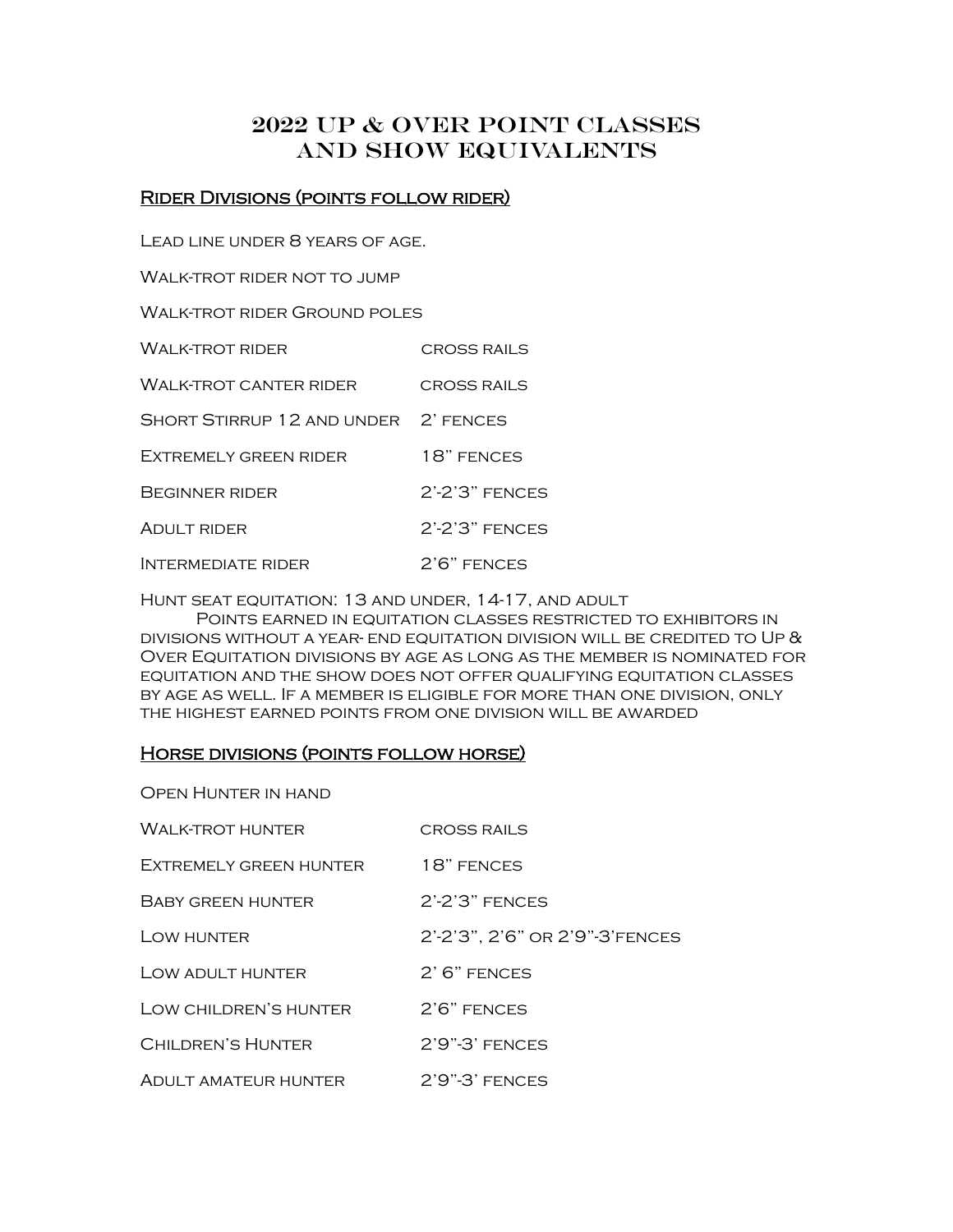# 2022 Up & Over Point Classes and Show Equivalents

## Rider Divisions (points follow rider)

Lead line under 8 years of age.

Walk-trot rider not to jump

Walk-trot rider Ground poles

| | |
|---|---|
| Walk-trot rider | cross rails |
| Walk-trot canter rider | cross rails |
| Short Stirrup 12 and under | 2' fences |
| Extremely green rider | 18" fences |
| Beginner rider | 2'-2'3" fences |
| Adult rider | 2'-2'3" fences |
| Intermediate rider | 2'6" fences |

Hunt seat equitation: 13 and under, 14-17, and adult

Points earned in equitation classes restricted to exhibitors in divisions without a year- end equitation division will be credited to Up & Over Equitation divisions by age as long as the member is nominated for equitation and the show does not offer qualifying equitation classes by age as well. If a member is eligible for more than one division, only the highest earned points from one division will be awarded

## Horse divisions (points follow horse)

Open Hunter in hand

| | |
|---|---|
| Walk-trot hunter | cross rails |
| Extremely green hunter | 18" fences |
| Baby green hunter | 2'-2'3" fences |
| Low hunter | 2'-2'3", 2'6" or 2'9"-3'fences |
| Low adult hunter | 2' 6" fences |
| Low children's hunter | 2'6" fences |
| Children's Hunter | 2'9"-3' fences |
| Adult amateur hunter | 2'9"-3' fences |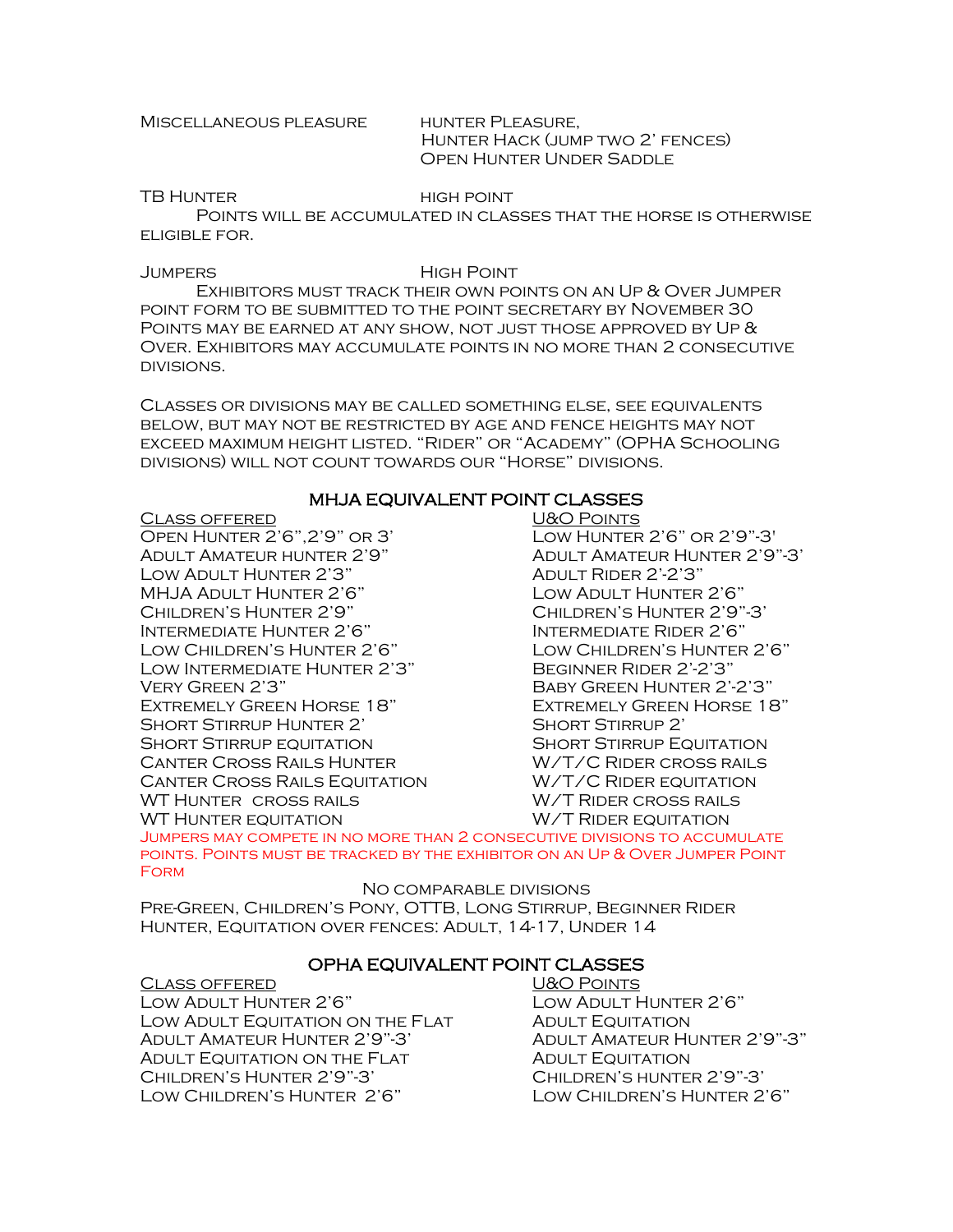Miscellaneous pleasure — hunter Pleasure, Hunter Hack (jump two 2' fences) Open Hunter Under Saddle

TB Hunter — high point

Points will be accumulated in classes that the horse is otherwise eligible for.

Jumpers — High Point

Exhibitors must track their own points on an Up & Over Jumper point form to be submitted to the point secretary by November 30 Points may be earned at any show, not just those approved by Up & Over. Exhibitors may accumulate points in no more than 2 consecutive divisions.

Classes or divisions may be called something else, see equivalents below, but may not be restricted by age and fence heights may not exceed maximum height listed. "Rider" or "Academy" (OPHA Schooling divisions) will not count towards our "Horse" divisions.

## MHJA EQUIVALENT POINT CLASSES

| Class offered | U&O Points |
|---|---|
| Open Hunter 2'6",2'9" or 3' | Low Hunter 2'6" or 2'9"-3' |
| Adult Amateur hunter 2'9" | Adult Amateur Hunter 2'9"-3' |
| Low Adult Hunter 2'3" | Adult Rider 2'-2'3" |
| MHJA Adult Hunter 2'6" | Low Adult Hunter 2'6" |
| Children's Hunter 2'9" | Children's Hunter 2'9"-3' |
| Intermediate Hunter 2'6" | Intermediate Rider 2'6" |
| Low Children's Hunter 2'6" | Low Children's Hunter 2'6" |
| Low Intermediate Hunter 2'3" | Beginner Rider 2'-2'3" |
| Very Green 2'3" | Baby Green Hunter 2'-2'3" |
| Extremely Green Horse 18" | Extremely Green Horse 18" |
| Short Stirrup Hunter 2' | Short Stirrup 2' |
| Short Stirrup equitation | Short Stirrup Equitation |
| Canter Cross Rails Hunter | W/T/C Rider cross rails |
| Canter Cross Rails Equitation | W/T/C Rider equitation |
| WT Hunter cross rails | W/T Rider cross rails |
| WT Hunter equitation | W/T Rider equitation |

Jumpers may compete in no more than 2 consecutive divisions to accumulate points. Points must be tracked by the exhibitor on an Up & Over Jumper Point Form

No comparable divisions

Pre-Green, Children's Pony, OTTB, Long Stirrup, Beginner Rider Hunter, Equitation over fences: Adult, 14-17, Under 14

## OPHA EQUIVALENT POINT CLASSES

| Class offered | U&O Points |
|---|---|
| Low Adult Hunter 2'6" | Low Adult Hunter 2'6" |
| Low Adult Equitation on the Flat | Adult Equitation |
| Adult Amateur Hunter 2'9"-3' | Adult Amateur Hunter 2'9"-3" |
| Adult Equitation on the Flat | Adult Equitation |
| Children's Hunter 2'9"-3' | Children's hunter 2'9"-3' |
| Low Children's Hunter 2'6" | Low Children's Hunter 2'6" |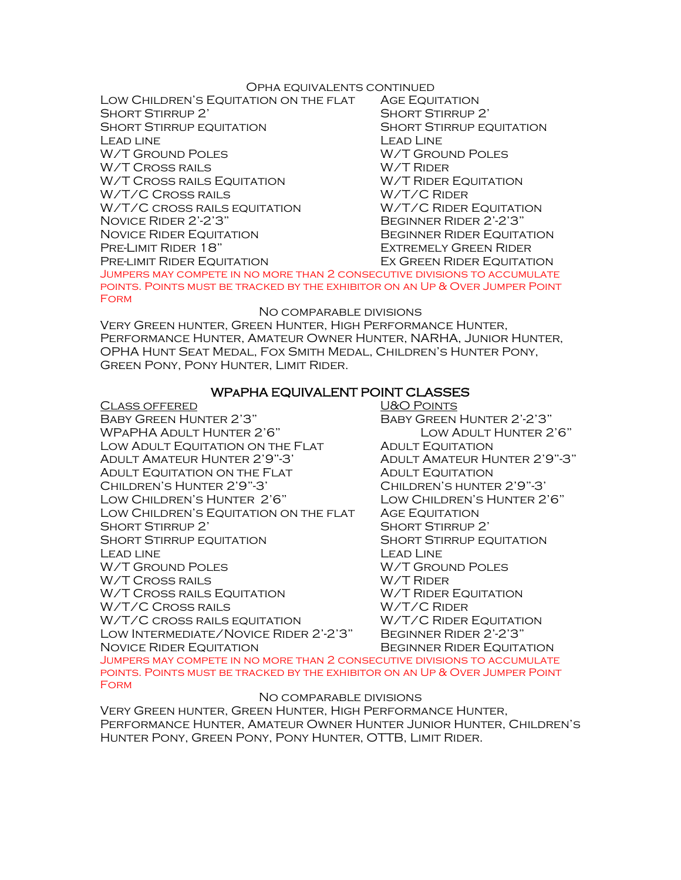OPHA equivalents continued

| | |
|---|---|
| Low Children's Equitation on the flat | Age Equitation |
| Short Stirrup 2' | Short Stirrup 2' |
| Short Stirrup equitation | Short Stirrup equitation |
| Lead line | Lead Line |
| W/T Ground Poles | W/T Ground Poles |
| W/T Cross rails | W/T Rider |
| W/T Cross rails Equitation | W/T Rider Equitation |
| W/T/C Cross rails | W/T/C Rider |
| W/T/C cross rails equitation | W/T/C Rider Equitation |
| Novice Rider 2'-2'3" | Beginner Rider 2'-2'3" |
| Novice Rider Equitation | Beginner Rider Equitation |
| Pre-Limit Rider 18" | Extremely Green Rider |
| Pre-limit Rider Equitation | Ex Green Rider Equitation |

Jumpers may compete in no more than 2 consecutive divisions to accumulate points. Points must be tracked by the exhibitor on an Up & Over Jumper Point Form

No comparable divisions

Very Green hunter, Green Hunter, High Performance Hunter, Performance Hunter, Amateur Owner Hunter, NARHA, Junior Hunter, OPHA Hunt Seat Medal, Fox Smith Medal, Children's Hunter Pony, Green Pony, Pony Hunter, Limit Rider.

## WPaPHA EQUIVALENT POINT CLASSES

| Class offered | U&O Points |
|---|---|
| Baby Green Hunter 2'3" | Baby Green Hunter 2'-2'3" |
| WPaPHA Adult Hunter 2'6" | Low Adult Hunter 2'6" |
| Low Adult Equitation on the Flat | Adult Equitation |
| Adult Amateur Hunter 2'9"-3' | Adult Amateur Hunter 2'9"-3" |
| Adult Equitation on the Flat | Adult Equitation |
| Children's Hunter 2'9"-3' | Children's hunter 2'9"-3' |
| Low Children's Hunter 2'6" | Low Children's Hunter 2'6" |
| Low Children's Equitation on the flat | Age Equitation |
| Short Stirrup 2' | Short Stirrup 2' |
| Short Stirrup equitation | Short Stirrup equitation |
| Lead line | Lead Line |
| W/T Ground Poles | W/T Ground Poles |
| W/T Cross rails | W/T Rider |
| W/T Cross rails Equitation | W/T Rider Equitation |
| W/T/C Cross rails | W/T/C Rider |
| W/T/C cross rails equitation | W/T/C Rider Equitation |
| Low Intermediate/Novice Rider 2'-2'3" | Beginner Rider 2'-2'3" |
| Novice Rider Equitation | Beginner Rider Equitation |

Jumpers may compete in no more than 2 consecutive divisions to accumulate points. Points must be tracked by the exhibitor on an Up & Over Jumper Point Form

No comparable divisions

Very Green hunter, Green Hunter, High Performance Hunter, Performance Hunter, Amateur Owner Hunter Junior Hunter, Children's Hunter Pony, Green Pony, Pony Hunter, OTTB, Limit Rider.